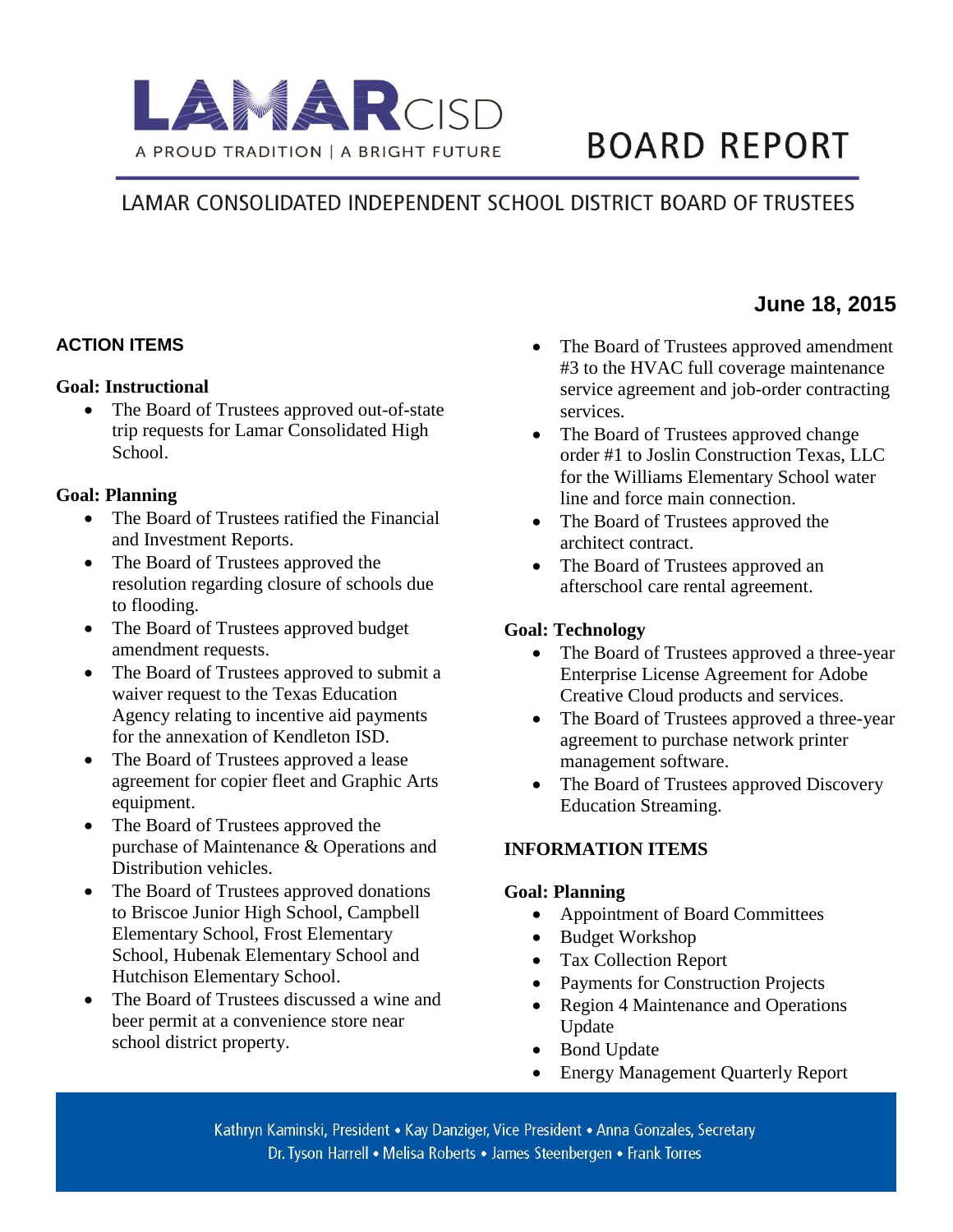# LAMAR CISD

A PROUD TRADITION | A BRIGHT FUTURE

# BOARD REPORT

## LAMAR CONSOLIDATED INDEPENDENT SCHOOL DISTRICT BOARD OF TRUSTEES

**June 18, 2015**

### ACTION ITEMS

**Goal: Instructional**

- The Board of Trustees approved out-of-state trip requests for Lamar Consolidated High School.

**Goal: Planning**

- The Board of Trustees ratified the Financial and Investment Reports.
- The Board of Trustees approved the resolution regarding closure of schools due to flooding.
- The Board of Trustees approved budget amendment requests.
- The Board of Trustees approved to submit a waiver request to the Texas Education Agency relating to incentive aid payments for the annexation of Kendleton ISD.
- The Board of Trustees approved a lease agreement for copier fleet and Graphic Arts equipment.
- The Board of Trustees approved the purchase of Maintenance & Operations and Distribution vehicles.
- The Board of Trustees approved donations to Briscoe Junior High School, Campbell Elementary School, Frost Elementary School, Hubenak Elementary School and Hutchison Elementary School.
- The Board of Trustees discussed a wine and beer permit at a convenience store near school district property.
- The Board of Trustees approved amendment #3 to the HVAC full coverage maintenance service agreement and job-order contracting services.
- The Board of Trustees approved change order #1 to Joslin Construction Texas, LLC for the Williams Elementary School water line and force main connection.
- The Board of Trustees approved the architect contract.
- The Board of Trustees approved an afterschool care rental agreement.

**Goal: Technology**

- The Board of Trustees approved a three-year Enterprise License Agreement for Adobe Creative Cloud products and services.
- The Board of Trustees approved a three-year agreement to purchase network printer management software.
- The Board of Trustees approved Discovery Education Streaming.

### INFORMATION ITEMS

**Goal: Planning**

- Appointment of Board Committees
- Budget Workshop
- Tax Collection Report
- Payments for Construction Projects
- Region 4 Maintenance and Operations Update
- Bond Update
- Energy Management Quarterly Report

Kathryn Kaminski, President • Kay Danziger, Vice President • Anna Gonzales, Secretary
Dr. Tyson Harrell • Melisa Roberts • James Steenbergen • Frank Torres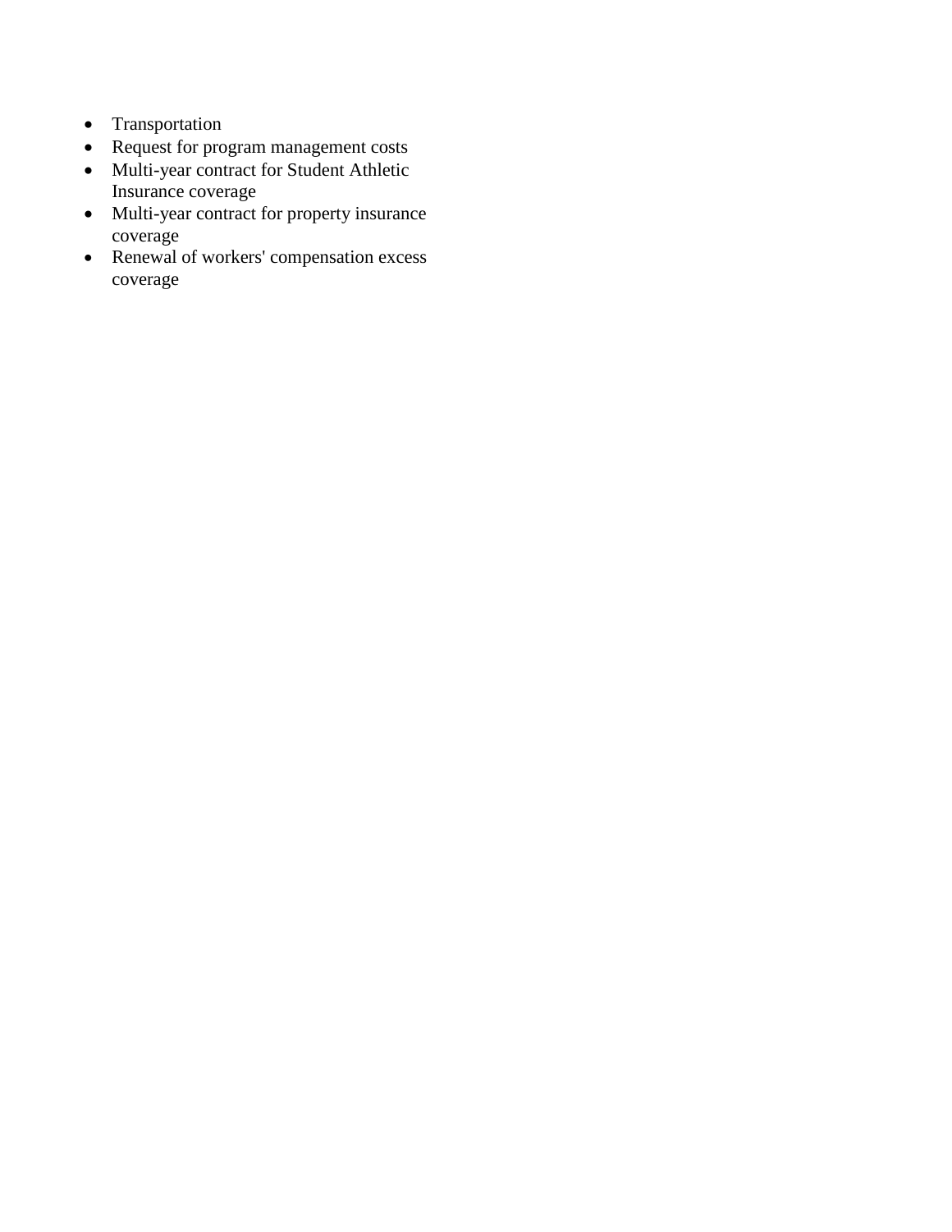- Transportation
- Request for program management costs
- Multi-year contract for Student Athletic Insurance coverage
- Multi-year contract for property insurance coverage
- Renewal of workers' compensation excess coverage